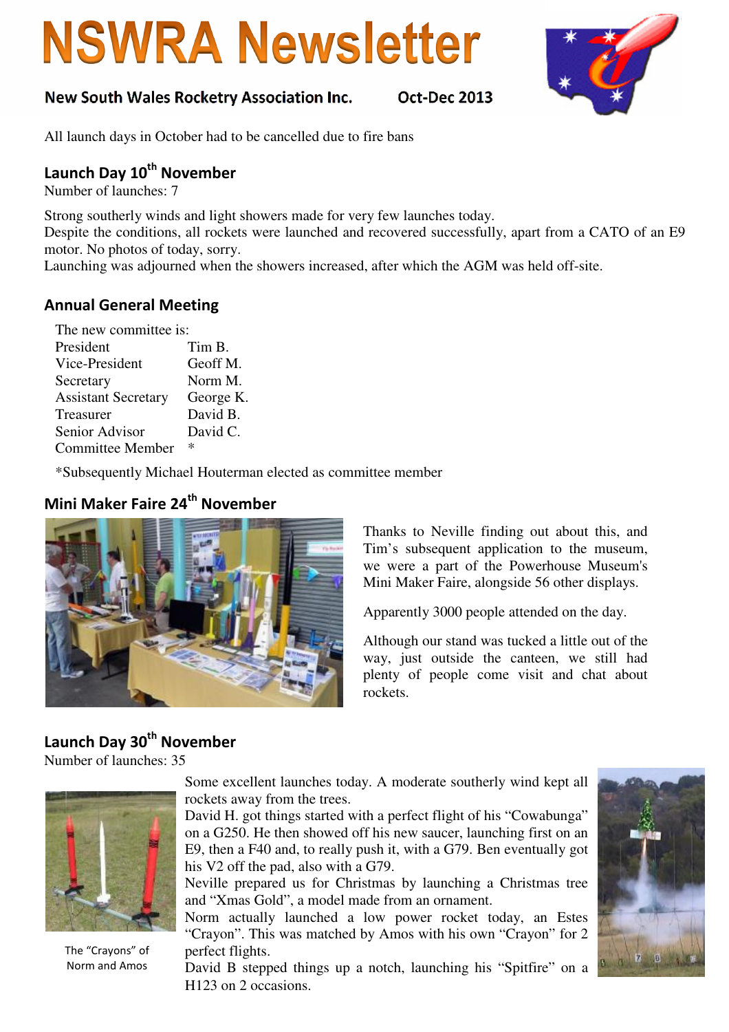# NSWRA Newsletter

**New South Wales Rocketry Association Inc.** **Oct-Dec 2013**

All launch days in October had to be cancelled due to fire bans

## Launch Day 10th November

Number of launches: 7

Strong southerly winds and light showers made for very few launches today.
Despite the conditions, all rockets were launched and recovered successfully, apart from a CATO of an E9 motor. No photos of today, sorry.
Launching was adjourned when the showers increased, after which the AGM was held off-site.

## Annual General Meeting

The new committee is:

| | |
|---|---|
| President | Tim B. |
| Vice-President | Geoff M. |
| Secretary | Norm M. |
| Assistant Secretary | George K. |
| Treasurer | David B. |
| Senior Advisor | David C. |
| Committee Member | * |

*Subsequently Michael Houterman elected as committee member

## Mini Maker Faire 24th November

Thanks to Neville finding out about this, and Tim's subsequent application to the museum, we were a part of the Powerhouse Museum's Mini Maker Faire, alongside 56 other displays.

Apparently 3000 people attended on the day.

Although our stand was tucked a little out of the way, just outside the canteen, we still had plenty of people come visit and chat about rockets.

## Launch Day 30th November

Number of launches: 35

Some excellent launches today. A moderate southerly wind kept all rockets away from the trees.
David H. got things started with a perfect flight of his "Cowabunga" on a G250. He then showed off his new saucer, launching first on an E9, then a F40 and, to really push it, with a G79. Ben eventually got his V2 off the pad, also with a G79.
Neville prepared us for Christmas by launching a Christmas tree and "Xmas Gold", a model made from an ornament.
Norm actually launched a low power rocket today, an Estes "Crayon". This was matched by Amos with his own "Crayon" for 2 perfect flights.
David B stepped things up a notch, launching his "Spitfire" on a H123 on 2 occasions.

The "Crayons" of Norm and Amos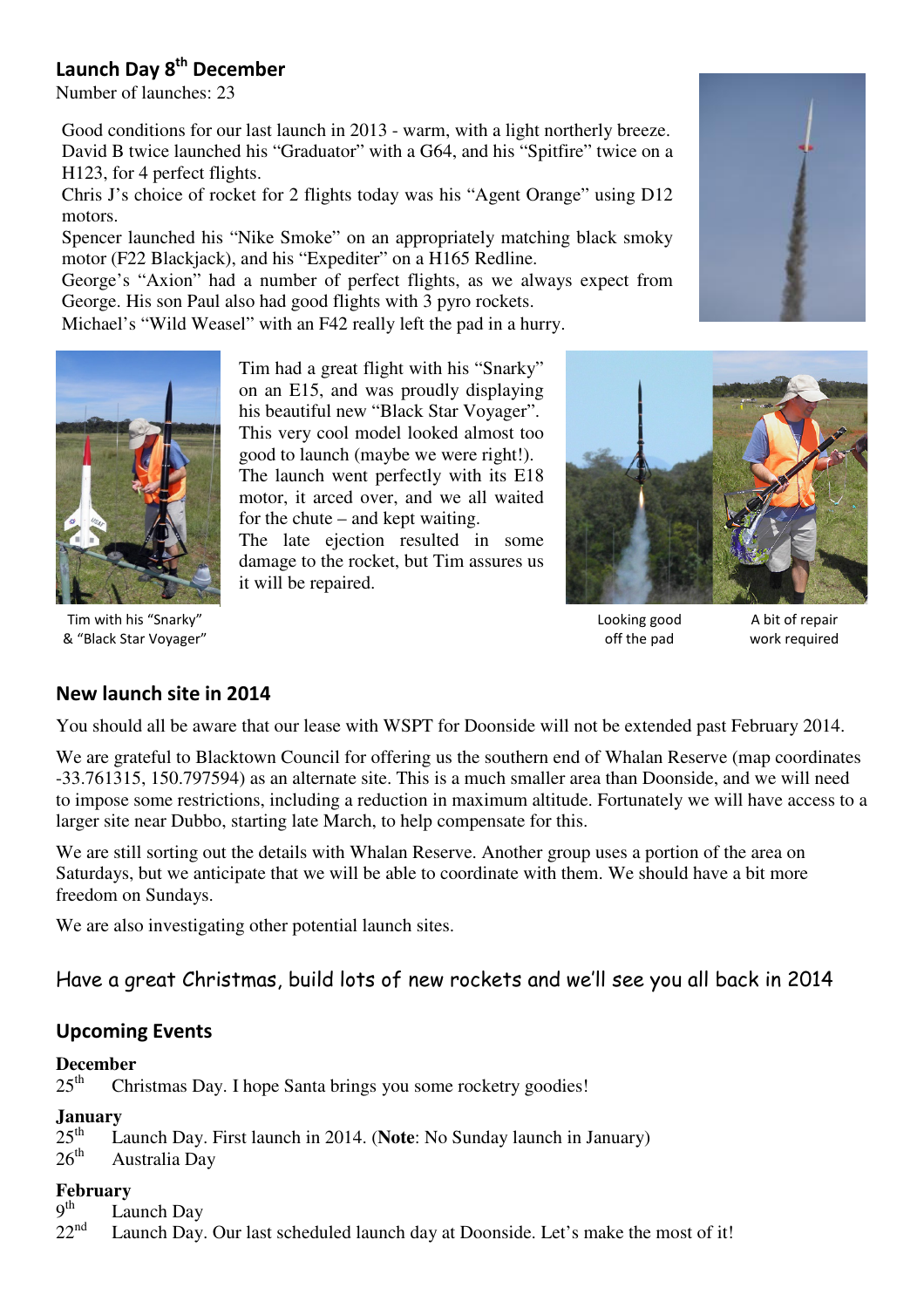## Launch Day 8th December

Number of launches: 23

Good conditions for our last launch in 2013 - warm, with a light northerly breeze. David B twice launched his "Graduator" with a G64, and his "Spitfire" twice on a H123, for 4 perfect flights.
Chris J's choice of rocket for 2 flights today was his "Agent Orange" using D12 motors.
Spencer launched his "Nike Smoke" on an appropriately matching black smoky motor (F22 Blackjack), and his "Expediter" on a H165 Redline.
George's "Axion" had a number of perfect flights, as we always expect from George. His son Paul also had good flights with 3 pyro rockets.
Michael's "Wild Weasel" with an F42 really left the pad in a hurry.

Tim had a great flight with his "Snarky" on an E15, and was proudly displaying his beautiful new "Black Star Voyager". This very cool model looked almost too good to launch (maybe we were right!). The launch went perfectly with its E18 motor, it arced over, and we all waited for the chute – and kept waiting.
The late ejection resulted in some damage to the rocket, but Tim assures us it will be repaired.

Tim with his "Snarky" & "Black Star Voyager"

Looking good off the pad

A bit of repair work required

## New launch site in 2014

You should all be aware that our lease with WSPT for Doonside will not be extended past February 2014.

We are grateful to Blacktown Council for offering us the southern end of Whalan Reserve (map coordinates -33.761315, 150.797594) as an alternate site. This is a much smaller area than Doonside, and we will need to impose some restrictions, including a reduction in maximum altitude. Fortunately we will have access to a larger site near Dubbo, starting late March, to help compensate for this.

We are still sorting out the details with Whalan Reserve. Another group uses a portion of the area on Saturdays, but we anticipate that we will be able to coordinate with them. We should have a bit more freedom on Sundays.

We are also investigating other potential launch sites.

Have a great Christmas, build lots of new rockets and we'll see you all back in 2014

## Upcoming Events

**December**
25th Christmas Day. I hope Santa brings you some rocketry goodies!

**January**
25th Launch Day. First launch in 2014. (**Note**: No Sunday launch in January)
26th Australia Day

**February**
9th Launch Day
22nd Launch Day. Our last scheduled launch day at Doonside. Let's make the most of it!